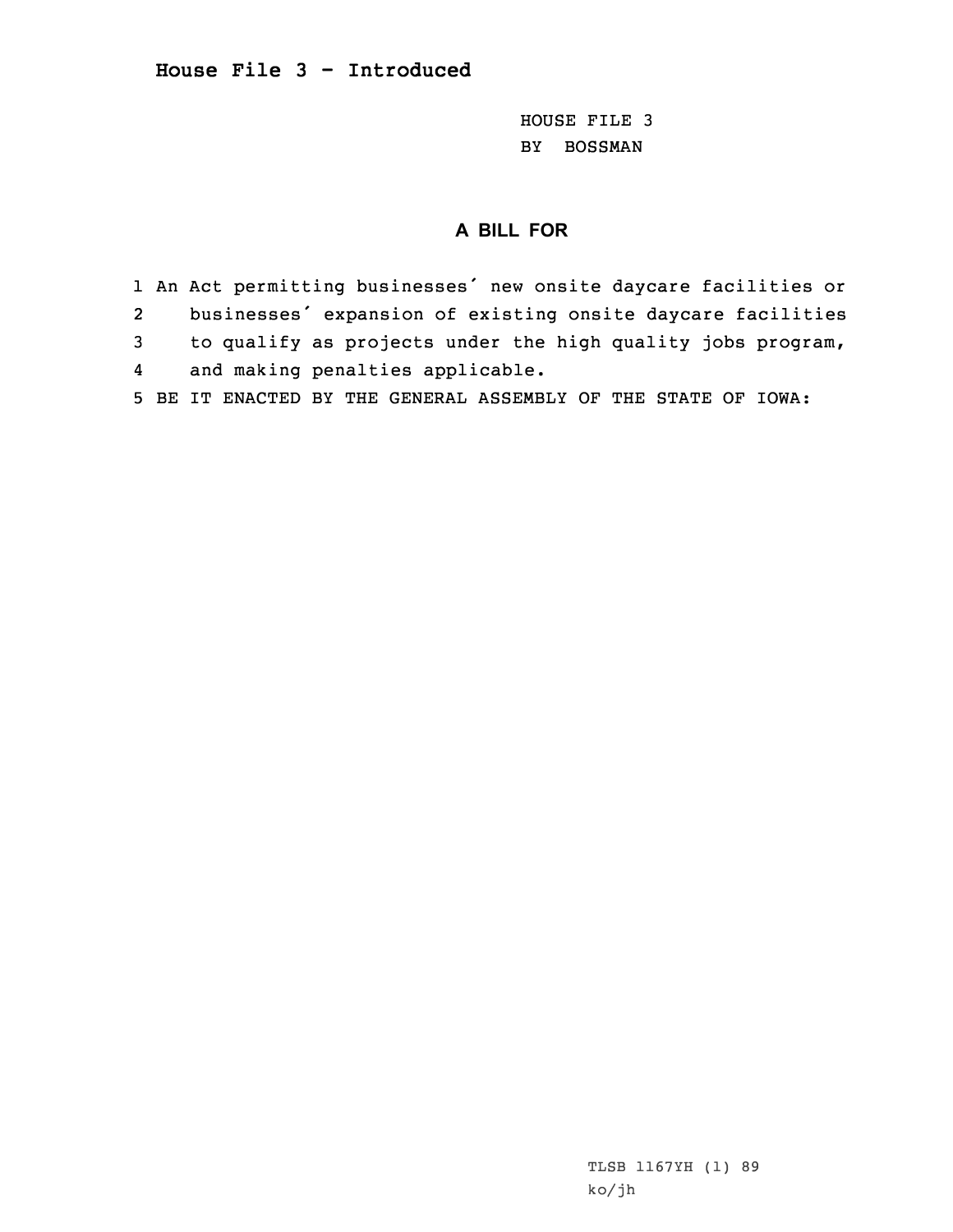**House File 3 - Introduced**

HOUSE FILE 3
BY BOSSMAN

## A BILL FOR

1 An Act permitting businesses' new onsite daycare facilities or
2 businesses' expansion of existing onsite daycare facilities
3 to qualify as projects under the high quality jobs program,
4 and making penalties applicable.
5 BE IT ENACTED BY THE GENERAL ASSEMBLY OF THE STATE OF IOWA:

TLSB 1167YH (1) 89
ko/jh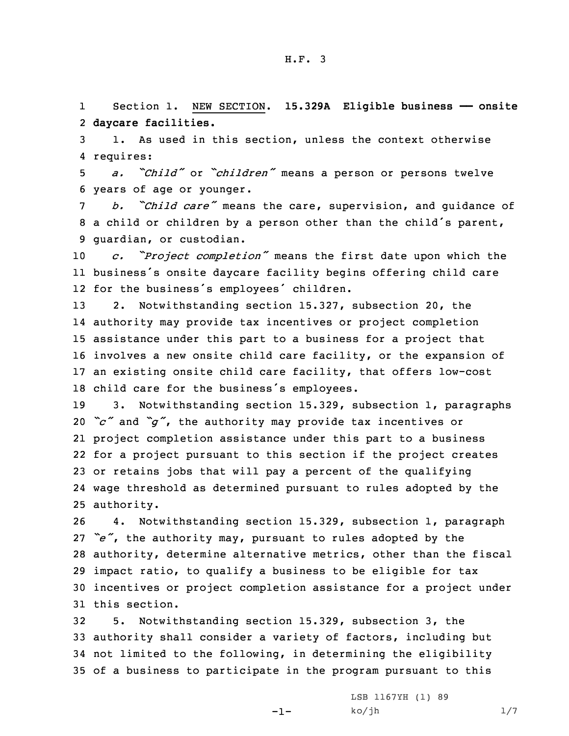Section 1. NEW SECTION. **15.329A Eligible business —— onsite daycare facilities.**

1. As used in this section, unless the context otherwise requires:

*a. "Child"* or *"children"* means a person or persons twelve years of age or younger.

*b. "Child care"* means the care, supervision, and guidance of a child or children by a person other than the child's parent, guardian, or custodian.

*c. "Project completion"* means the first date upon which the business's onsite daycare facility begins offering child care for the business's employees' children.

2. Notwithstanding section 15.327, subsection 20, the authority may provide tax incentives or project completion assistance under this part to a business for a project that involves a new onsite child care facility, or the expansion of an existing onsite child care facility, that offers low-cost child care for the business's employees.

3. Notwithstanding section 15.329, subsection 1, paragraphs *"c"* and *"g"*, the authority may provide tax incentives or project completion assistance under this part to a business for a project pursuant to this section if the project creates or retains jobs that will pay a percent of the qualifying wage threshold as determined pursuant to rules adopted by the authority.

4. Notwithstanding section 15.329, subsection 1, paragraph *"e"*, the authority may, pursuant to rules adopted by the authority, determine alternative metrics, other than the fiscal impact ratio, to qualify a business to be eligible for tax incentives or project completion assistance for a project under this section.

5. Notwithstanding section 15.329, subsection 3, the authority shall consider a variety of factors, including but not limited to the following, in determining the eligibility of a business to participate in the program pursuant to this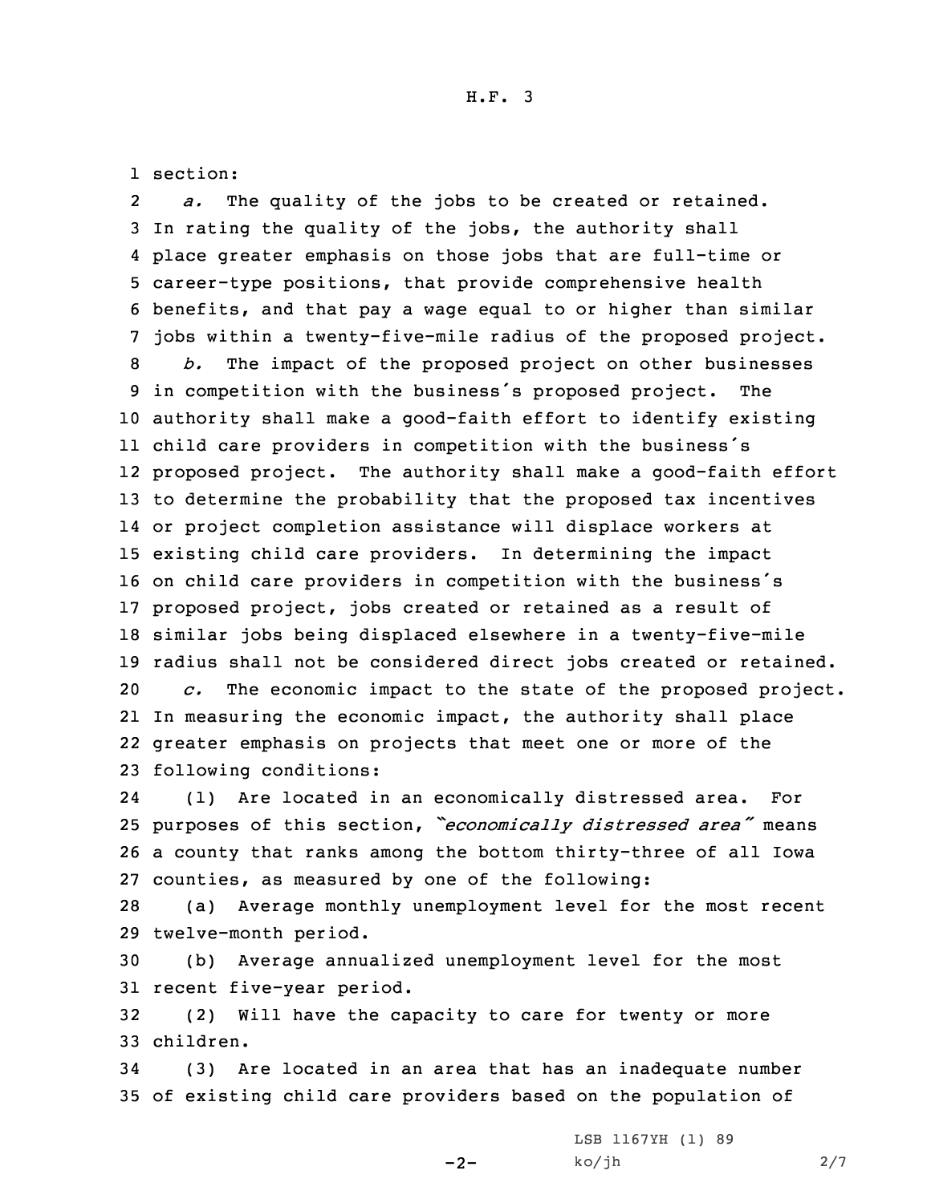section:

*a.* The quality of the jobs to be created or retained. In rating the quality of the jobs, the authority shall place greater emphasis on those jobs that are full-time or career-type positions, that provide comprehensive health benefits, and that pay a wage equal to or higher than similar jobs within a twenty-five-mile radius of the proposed project.

*b.* The impact of the proposed project on other businesses in competition with the business's proposed project. The authority shall make a good-faith effort to identify existing child care providers in competition with the business's proposed project. The authority shall make a good-faith effort to determine the probability that the proposed tax incentives or project completion assistance will displace workers at existing child care providers. In determining the impact on child care providers in competition with the business's proposed project, jobs created or retained as a result of similar jobs being displaced elsewhere in a twenty-five-mile radius shall not be considered direct jobs created or retained.

*c.* The economic impact to the state of the proposed project. In measuring the economic impact, the authority shall place greater emphasis on projects that meet one or more of the following conditions:

(1) Are located in an economically distressed area. For purposes of this section, *"economically distressed area"* means a county that ranks among the bottom thirty-three of all Iowa counties, as measured by one of the following:

(a) Average monthly unemployment level for the most recent twelve-month period.

(b) Average annualized unemployment level for the most recent five-year period.

(2) Will have the capacity to care for twenty or more children.

(3) Are located in an area that has an inadequate number of existing child care providers based on the population of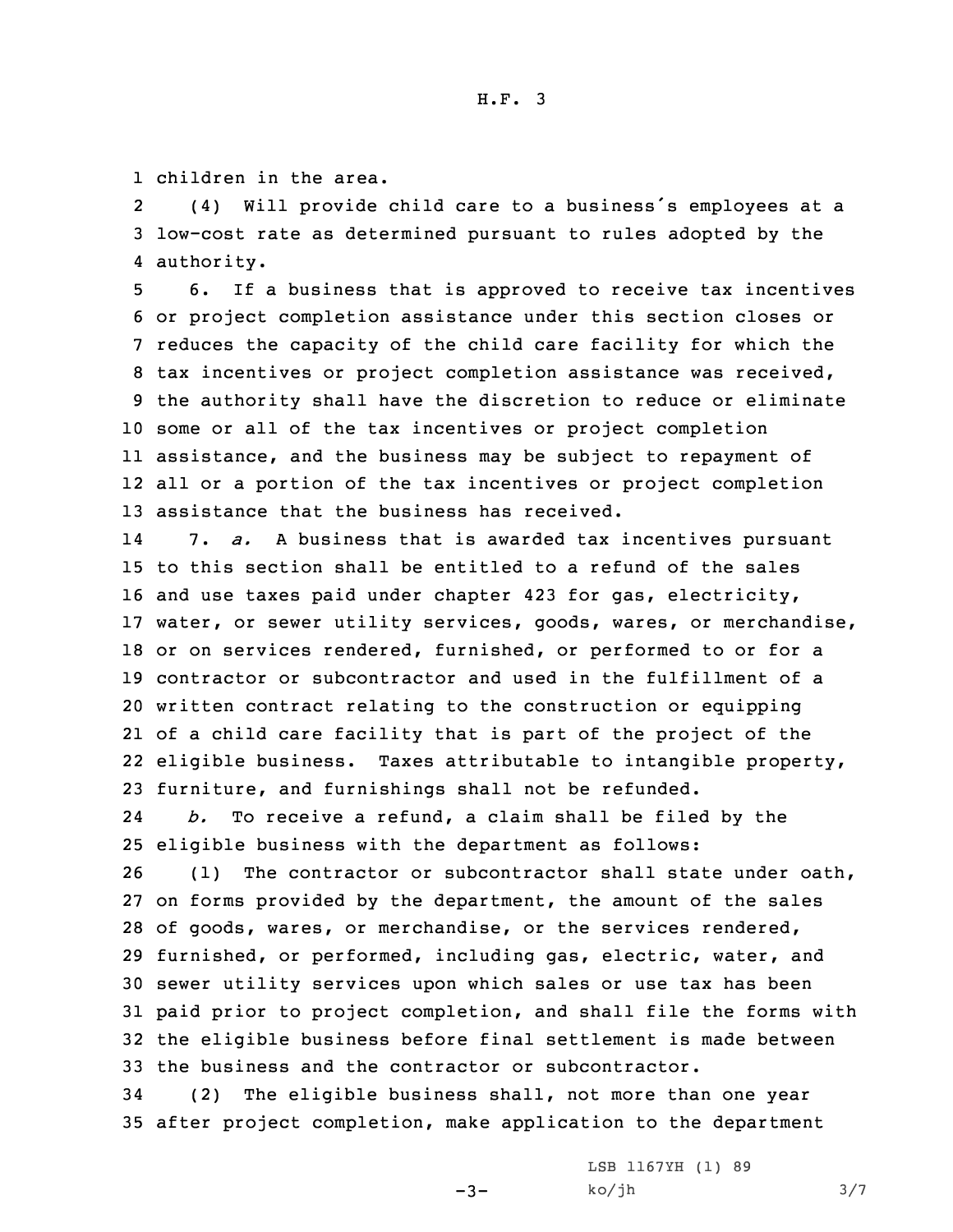children in the area.

(4) Will provide child care to a business's employees at a low-cost rate as determined pursuant to rules adopted by the authority.

6. If a business that is approved to receive tax incentives or project completion assistance under this section closes or reduces the capacity of the child care facility for which the tax incentives or project completion assistance was received, the authority shall have the discretion to reduce or eliminate some or all of the tax incentives or project completion assistance, and the business may be subject to repayment of all or a portion of the tax incentives or project completion assistance that the business has received.

7. *a.* A business that is awarded tax incentives pursuant to this section shall be entitled to a refund of the sales and use taxes paid under chapter 423 for gas, electricity, water, or sewer utility services, goods, wares, or merchandise, or on services rendered, furnished, or performed to or for a contractor or subcontractor and used in the fulfillment of a written contract relating to the construction or equipping of a child care facility that is part of the project of the eligible business. Taxes attributable to intangible property, furniture, and furnishings shall not be refunded.

*b.* To receive a refund, a claim shall be filed by the eligible business with the department as follows:

(1) The contractor or subcontractor shall state under oath, on forms provided by the department, the amount of the sales of goods, wares, or merchandise, or the services rendered, furnished, or performed, including gas, electric, water, and sewer utility services upon which sales or use tax has been paid prior to project completion, and shall file the forms with the eligible business before final settlement is made between the business and the contractor or subcontractor.

(2) The eligible business shall, not more than one year after project completion, make application to the department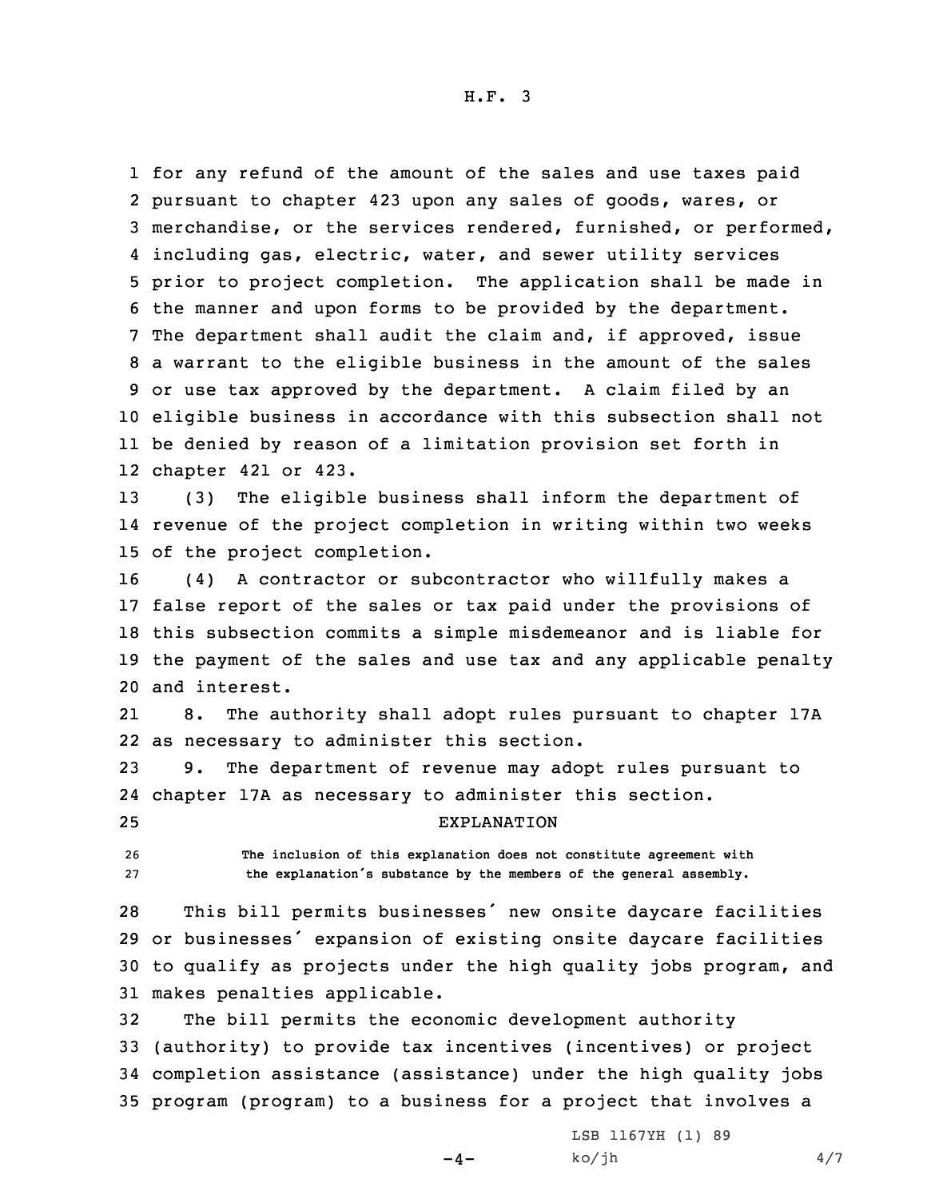for any refund of the amount of the sales and use taxes paid pursuant to chapter 423 upon any sales of goods, wares, or merchandise, or the services rendered, furnished, or performed, including gas, electric, water, and sewer utility services prior to project completion. The application shall be made in the manner and upon forms to be provided by the department. The department shall audit the claim and, if approved, issue a warrant to the eligible business in the amount of the sales or use tax approved by the department. A claim filed by an eligible business in accordance with this subsection shall not be denied by reason of a limitation provision set forth in chapter 421 or 423.

(3) The eligible business shall inform the department of revenue of the project completion in writing within two weeks of the project completion.

(4) A contractor or subcontractor who willfully makes a false report of the sales or tax paid under the provisions of this subsection commits a simple misdemeanor and is liable for the payment of the sales and use tax and any applicable penalty and interest.

8. The authority shall adopt rules pursuant to chapter 17A as necessary to administer this section.

9. The department of revenue may adopt rules pursuant to chapter 17A as necessary to administer this section.

## EXPLANATION

**The inclusion of this explanation does not constitute agreement with the explanation's substance by the members of the general assembly.**

This bill permits businesses' new onsite daycare facilities or businesses' expansion of existing onsite daycare facilities to qualify as projects under the high quality jobs program, and makes penalties applicable.

The bill permits the economic development authority (authority) to provide tax incentives (incentives) or project completion assistance (assistance) under the high quality jobs program (program) to a business for a project that involves a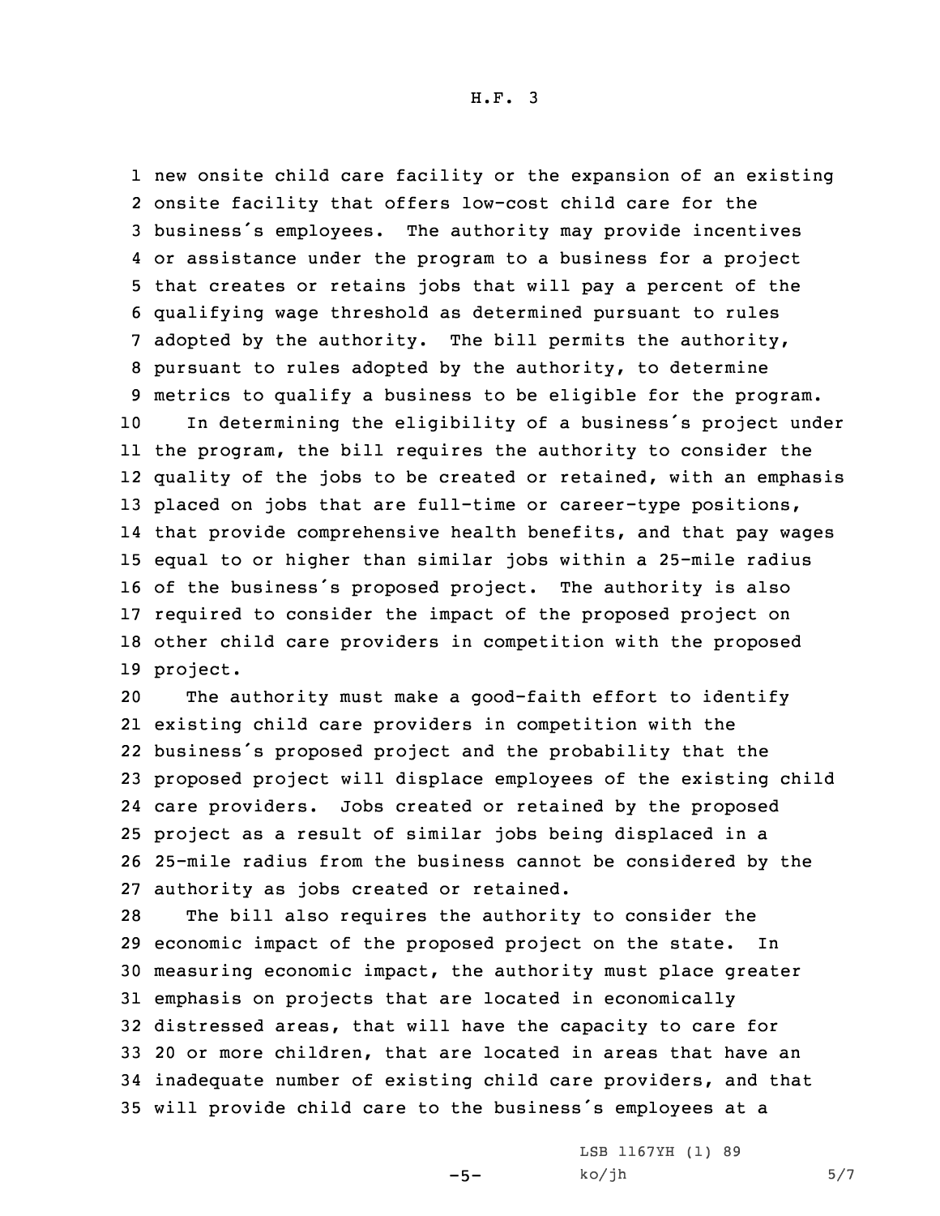new onsite child care facility or the expansion of an existing onsite facility that offers low-cost child care for the business's employees. The authority may provide incentives or assistance under the program to a business for a project that creates or retains jobs that will pay a percent of the qualifying wage threshold as determined pursuant to rules adopted by the authority. The bill permits the authority, pursuant to rules adopted by the authority, to determine metrics to qualify a business to be eligible for the program.

In determining the eligibility of a business's project under the program, the bill requires the authority to consider the quality of the jobs to be created or retained, with an emphasis placed on jobs that are full-time or career-type positions, that provide comprehensive health benefits, and that pay wages equal to or higher than similar jobs within a 25-mile radius of the business's proposed project. The authority is also required to consider the impact of the proposed project on other child care providers in competition with the proposed project.

The authority must make a good-faith effort to identify existing child care providers in competition with the business's proposed project and the probability that the proposed project will displace employees of the existing child care providers. Jobs created or retained by the proposed project as a result of similar jobs being displaced in a 25-mile radius from the business cannot be considered by the authority as jobs created or retained.

The bill also requires the authority to consider the economic impact of the proposed project on the state. In measuring economic impact, the authority must place greater emphasis on projects that are located in economically distressed areas, that will have the capacity to care for 20 or more children, that are located in areas that have an inadequate number of existing child care providers, and that will provide child care to the business's employees at a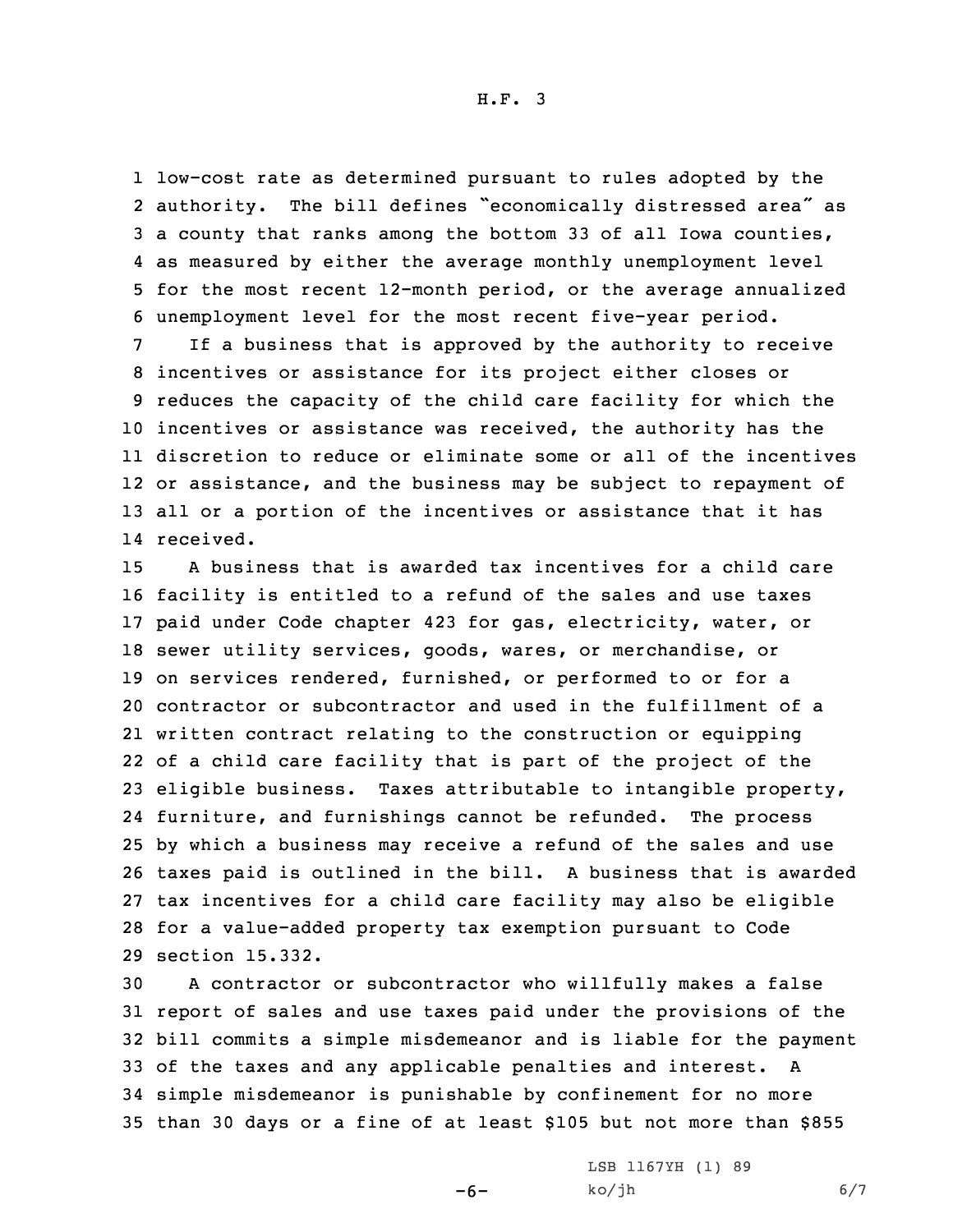low-cost rate as determined pursuant to rules adopted by the authority. The bill defines "economically distressed area" as a county that ranks among the bottom 33 of all Iowa counties, as measured by either the average monthly unemployment level for the most recent 12-month period, or the average annualized unemployment level for the most recent five-year period.

If a business that is approved by the authority to receive incentives or assistance for its project either closes or reduces the capacity of the child care facility for which the incentives or assistance was received, the authority has the discretion to reduce or eliminate some or all of the incentives or assistance, and the business may be subject to repayment of all or a portion of the incentives or assistance that it has received.

A business that is awarded tax incentives for a child care facility is entitled to a refund of the sales and use taxes paid under Code chapter 423 for gas, electricity, water, or sewer utility services, goods, wares, or merchandise, or on services rendered, furnished, or performed to or for a contractor or subcontractor and used in the fulfillment of a written contract relating to the construction or equipping of a child care facility that is part of the project of the eligible business. Taxes attributable to intangible property, furniture, and furnishings cannot be refunded. The process by which a business may receive a refund of the sales and use taxes paid is outlined in the bill. A business that is awarded tax incentives for a child care facility may also be eligible for a value-added property tax exemption pursuant to Code section 15.332.

A contractor or subcontractor who willfully makes a false report of sales and use taxes paid under the provisions of the bill commits a simple misdemeanor and is liable for the payment of the taxes and any applicable penalties and interest. A simple misdemeanor is punishable by confinement for no more than 30 days or a fine of at least $105 but not more than $855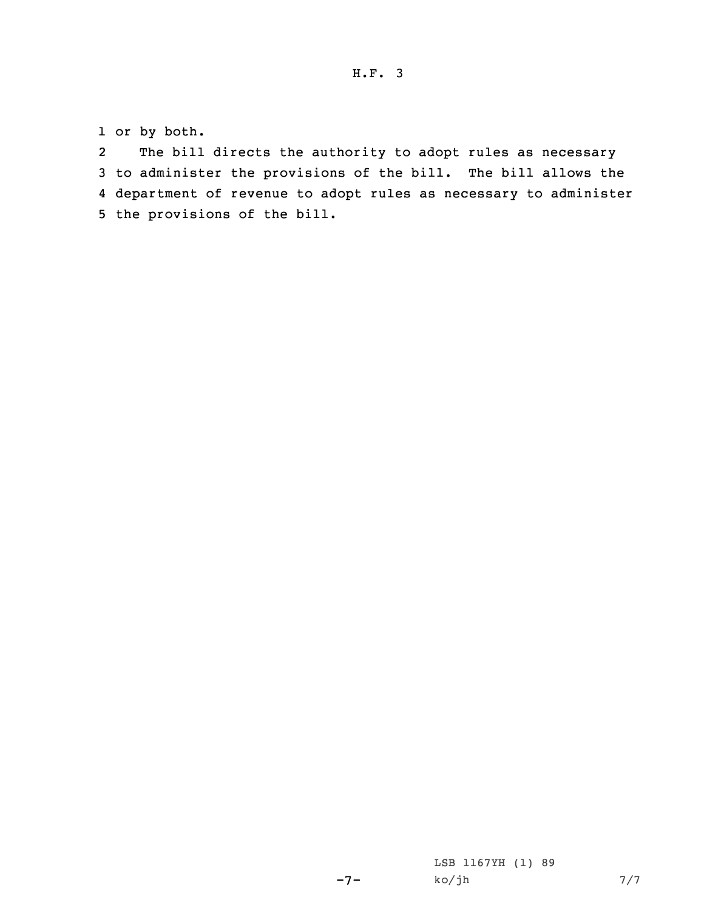or by both.

The bill directs the authority to adopt rules as necessary to administer the provisions of the bill. The bill allows the department of revenue to adopt rules as necessary to administer the provisions of the bill.